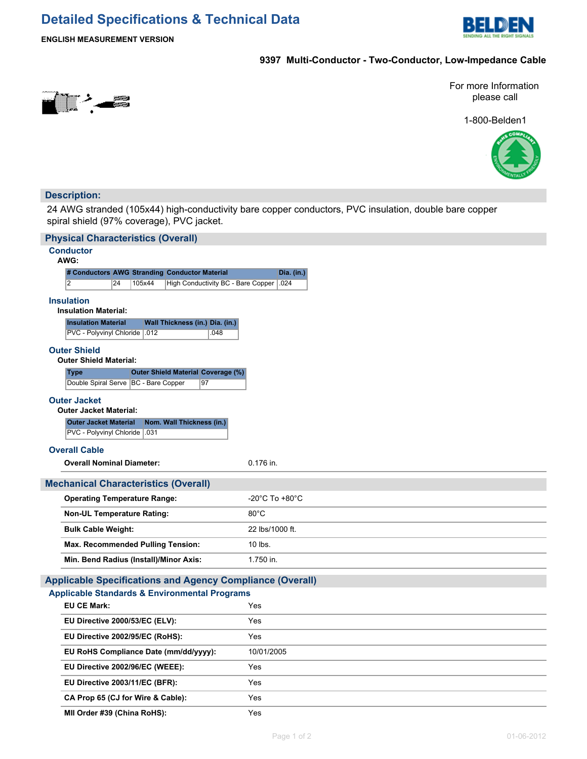# Detailed Specifications & Technical Data

**ENGLISH MEASUREMENT VERSION**

**9397 Multi-Conductor - Two-Conductor, Low-Impedance Cable**

For more Information please call

1-800-Belden1

## Description:

24 AWG stranded (105x44) high-conductivity bare copper conductors, PVC insulation, double bare copper spiral shield (97% coverage), PVC jacket.

## Physical Characteristics (Overall)

### Conductor

**AWG:**

| # Conductors | AWG | Stranding | Conductor Material | Dia. (in.) |
|---|---|---|---|---|
| 2 | 24 | 105x44 | High Conductivity BC - Bare Copper | .024 |

### Insulation

**Insulation Material:**

| Insulation Material | Wall Thickness (in.) | Dia. (in.) |
|---|---|---|
| PVC - Polyvinyl Chloride | .012 | .048 |

### Outer Shield

**Outer Shield Material:**

| Type | Outer Shield Material | Coverage (%) |
|---|---|---|
| Double Spiral Serve | BC - Bare Copper | 97 |

### Outer Jacket

**Outer Jacket Material:**

| Outer Jacket Material | Nom. Wall Thickness (in.) |
|---|---|
| PVC - Polyvinyl Chloride | .031 |

### Overall Cable

| | |
|---|---|
| **Overall Nominal Diameter:** | 0.176 in. |

## Mechanical Characteristics (Overall)

| | |
|---|---|
| **Operating Temperature Range:** | -20°C To +80°C |
| **Non-UL Temperature Rating:** | 80°C |
| **Bulk Cable Weight:** | 22 lbs/1000 ft. |
| **Max. Recommended Pulling Tension:** | 10 lbs. |
| **Min. Bend Radius (Install)/Minor Axis:** | 1.750 in. |

## Applicable Specifications and Agency Compliance (Overall)

### Applicable Standards & Environmental Programs

| | |
|---|---|
| **EU CE Mark:** | Yes |
| **EU Directive 2000/53/EC (ELV):** | Yes |
| **EU Directive 2002/95/EC (RoHS):** | Yes |
| **EU RoHS Compliance Date (mm/dd/yyyy):** | 10/01/2005 |
| **EU Directive 2002/96/EC (WEEE):** | Yes |
| **EU Directive 2003/11/EC (BFR):** | Yes |
| **CA Prop 65 (CJ for Wire & Cable):** | Yes |
| **MII Order #39 (China RoHS):** | Yes |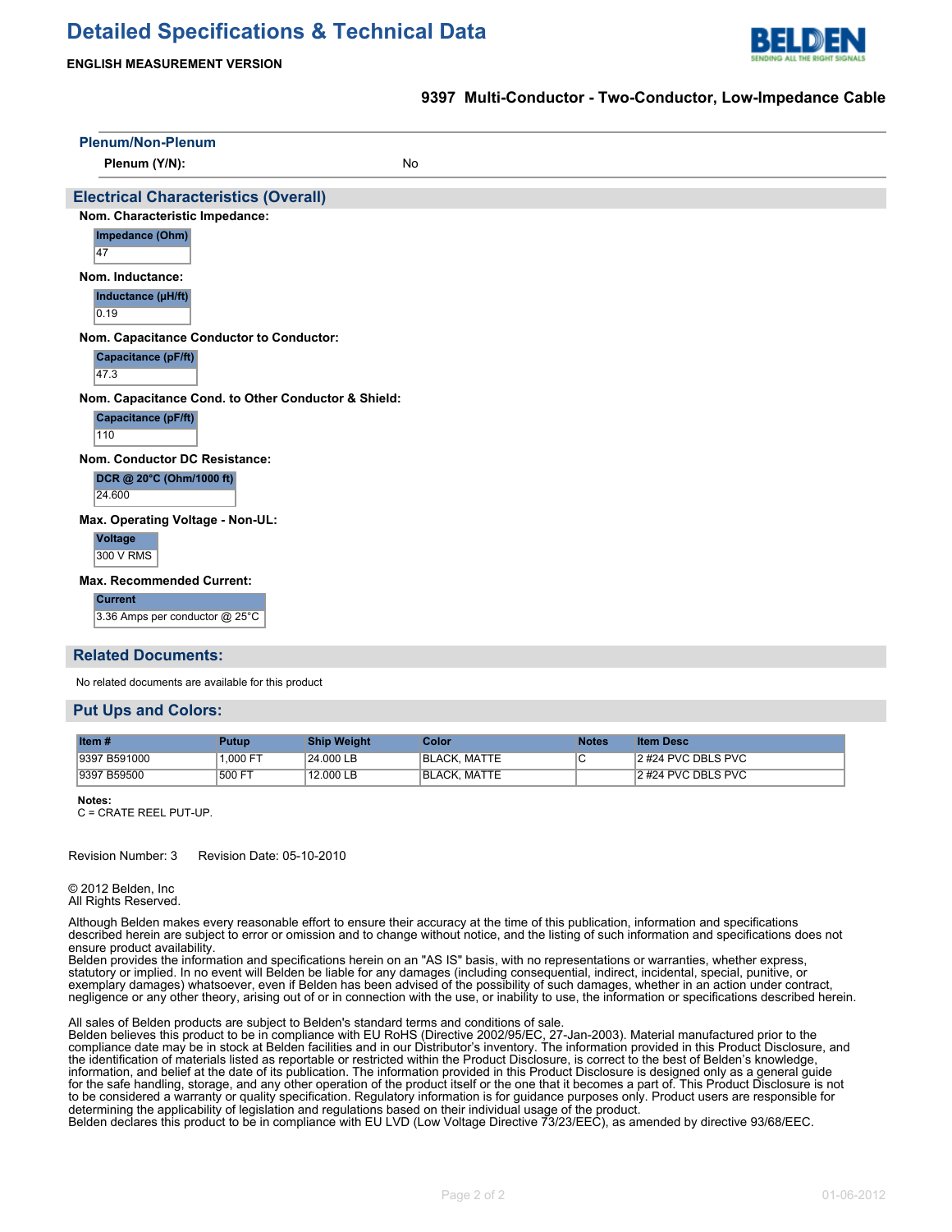# Detailed Specifications & Technical Data

**ENGLISH MEASUREMENT VERSION**

**9397 Multi-Conductor - Two-Conductor, Low-Impedance Cable**

### Plenum/Non-Plenum

**Plenum (Y/N):** No

## Electrical Characteristics (Overall)

**Nom. Characteristic Impedance:**

| Impedance (Ohm) |
|---|
| 47 |

**Nom. Inductance:**

| Inductance (µH/ft) |
|---|
| 0.19 |

**Nom. Capacitance Conductor to Conductor:**

| Capacitance (pF/ft) |
|---|
| 47.3 |

**Nom. Capacitance Cond. to Other Conductor & Shield:**

| Capacitance (pF/ft) |
|---|
| 110 |

**Nom. Conductor DC Resistance:**

| DCR @ 20°C (Ohm/1000 ft) |
|---|
| 24.600 |

**Max. Operating Voltage - Non-UL:**

| Voltage |
|---|
| 300 V RMS |

**Max. Recommended Current:**

| Current |
|---|
| 3.36 Amps per conductor @ 25°C |

## Related Documents:

No related documents are available for this product

## Put Ups and Colors:

| Item # | Putup | Ship Weight | Color | Notes | Item Desc |
|---|---|---|---|---|---|
| 9397 B591000 | 1,000 FT | 24.000 LB | BLACK, MATTE | C | 2 #24 PVC DBLS PVC |
| 9397 B59500 | 500 FT | 12.000 LB | BLACK, MATTE | | 2 #24 PVC DBLS PVC |

**Notes:**
C = CRATE REEL PUT-UP.

Revision Number: 3    Revision Date: 05-10-2010

© 2012 Belden, Inc
All Rights Reserved.

Although Belden makes every reasonable effort to ensure their accuracy at the time of this publication, information and specifications described herein are subject to error or omission and to change without notice, and the listing of such information and specifications does not ensure product availability.
Belden provides the information and specifications herein on an "AS IS" basis, with no representations or warranties, whether express, statutory or implied. In no event will Belden be liable for any damages (including consequential, indirect, incidental, special, punitive, or exemplary damages) whatsoever, even if Belden has been advised of the possibility of such damages, whether in an action under contract, negligence or any other theory, arising out of or in connection with the use, or inability to use, the information or specifications described herein.

All sales of Belden products are subject to Belden's standard terms and conditions of sale.
Belden believes this product to be in compliance with EU RoHS (Directive 2002/95/EC, 27-Jan-2003). Material manufactured prior to the compliance date may be in stock at Belden facilities and in our Distributor's inventory. The information provided in this Product Disclosure, and the identification of materials listed as reportable or restricted within the Product Disclosure, is correct to the best of Belden's knowledge, information, and belief at the date of its publication. The information provided in this Product Disclosure is designed only as a general guide for the safe handling, storage, and any other operation of the product itself or the one that it becomes a part of. This Product Disclosure is not to be considered a warranty or quality specification. Regulatory information is for guidance purposes only. Product users are responsible for determining the applicability of legislation and regulations based on their individual usage of the product.
Belden declares this product to be in compliance with EU LVD (Low Voltage Directive 73/23/EEC), as amended by directive 93/68/EEC.